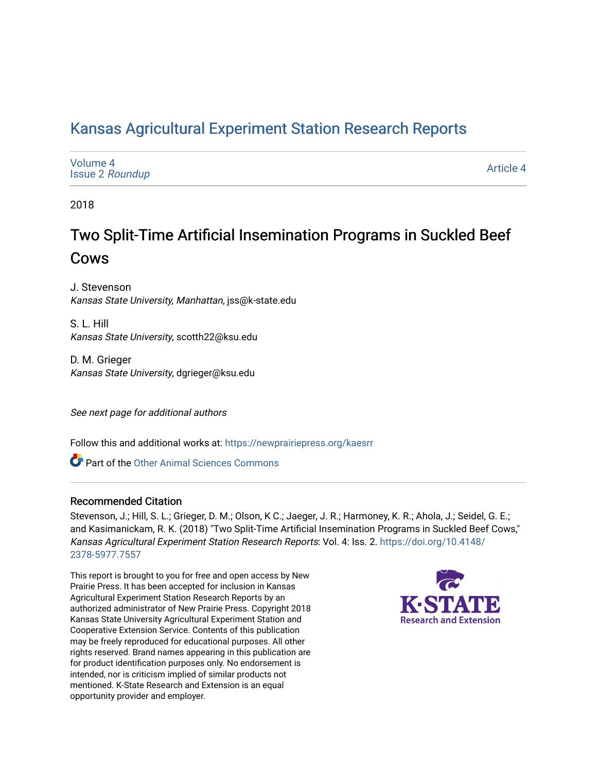# Kansas Agricultural Experiment Station Research Reports

Volume 4
Issue 2 *Roundup*

Article 4

2018

## Two Split-Time Artificial Insemination Programs in Suckled Beef Cows

J. Stevenson
*Kansas State University, Manhattan*, jss@k-state.edu

S. L. Hill
*Kansas State University*, scotth22@ksu.edu

D. M. Grieger
*Kansas State University*, dgrieger@ksu.edu

*See next page for additional authors*

Follow this and additional works at: https://newprairiepress.org/kaesrr

Part of the Other Animal Sciences Commons

### Recommended Citation

Stevenson, J.; Hill, S. L.; Grieger, D. M.; Olson, K C.; Jaeger, J. R.; Harmoney, K. R.; Ahola, J.; Seidel, G. E.; and Kasimanickam, R. K. (2018) "Two Split-Time Artificial Insemination Programs in Suckled Beef Cows," *Kansas Agricultural Experiment Station Research Reports*: Vol. 4: Iss. 2. https://doi.org/10.4148/2378-5977.7557

This report is brought to you for free and open access by New Prairie Press. It has been accepted for inclusion in Kansas Agricultural Experiment Station Research Reports by an authorized administrator of New Prairie Press. Copyright 2018 Kansas State University Agricultural Experiment Station and Cooperative Extension Service. Contents of this publication may be freely reproduced for educational purposes. All other rights reserved. Brand names appearing in this publication are for product identification purposes only. No endorsement is intended, nor is criticism implied of similar products not mentioned. K-State Research and Extension is an equal opportunity provider and employer.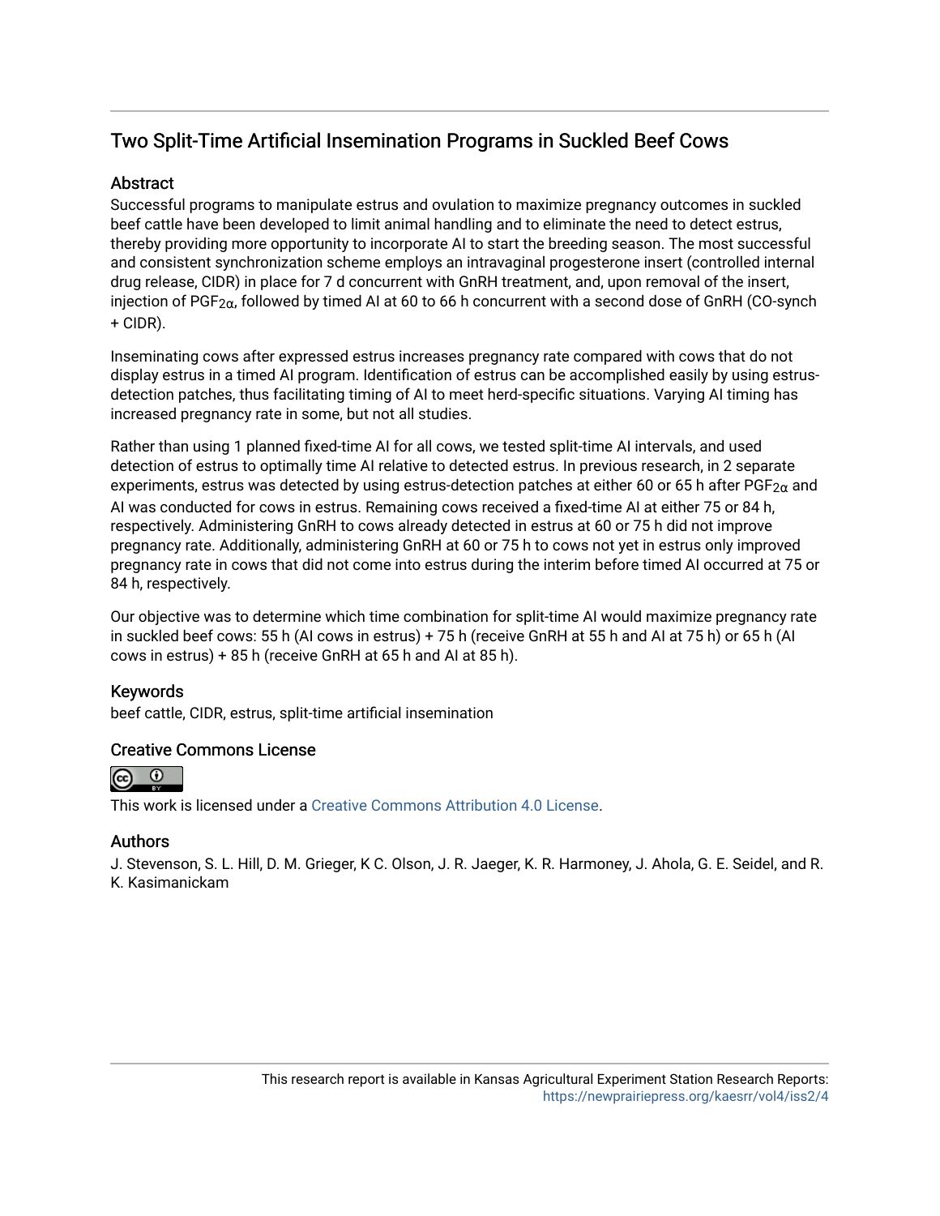## Two Split-Time Artificial Insemination Programs in Suckled Beef Cows

### Abstract

Successful programs to manipulate estrus and ovulation to maximize pregnancy outcomes in suckled beef cattle have been developed to limit animal handling and to eliminate the need to detect estrus, thereby providing more opportunity to incorporate AI to start the breeding season. The most successful and consistent synchronization scheme employs an intravaginal progesterone insert (controlled internal drug release, CIDR) in place for 7 d concurrent with GnRH treatment, and, upon removal of the insert, injection of $PGF_{2\alpha}$, followed by timed AI at 60 to 66 h concurrent with a second dose of GnRH (CO-synch + CIDR).

Inseminating cows after expressed estrus increases pregnancy rate compared with cows that do not display estrus in a timed AI program. Identification of estrus can be accomplished easily by using estrus-detection patches, thus facilitating timing of AI to meet herd-specific situations. Varying AI timing has increased pregnancy rate in some, but not all studies.

Rather than using 1 planned fixed-time AI for all cows, we tested split-time AI intervals, and used detection of estrus to optimally time AI relative to detected estrus. In previous research, in 2 separate experiments, estrus was detected by using estrus-detection patches at either 60 or 65 h after $PGF_{2\alpha}$ and AI was conducted for cows in estrus. Remaining cows received a fixed-time AI at either 75 or 84 h, respectively. Administering GnRH to cows already detected in estrus at 60 or 75 h did not improve pregnancy rate. Additionally, administering GnRH at 60 or 75 h to cows not yet in estrus only improved pregnancy rate in cows that did not come into estrus during the interim before timed AI occurred at 75 or 84 h, respectively.

Our objective was to determine which time combination for split-time AI would maximize pregnancy rate in suckled beef cows: 55 h (AI cows in estrus) + 75 h (receive GnRH at 55 h and AI at 75 h) or 65 h (AI cows in estrus) + 85 h (receive GnRH at 65 h and AI at 85 h).

### Keywords

beef cattle, CIDR, estrus, split-time artificial insemination

### Creative Commons License

This work is licensed under a Creative Commons Attribution 4.0 License.

### Authors

J. Stevenson, S. L. Hill, D. M. Grieger, K C. Olson, J. R. Jaeger, K. R. Harmoney, J. Ahola, G. E. Seidel, and R. K. Kasimanickam

This research report is available in Kansas Agricultural Experiment Station Research Reports: https://newprairiepress.org/kaesrr/vol4/iss2/4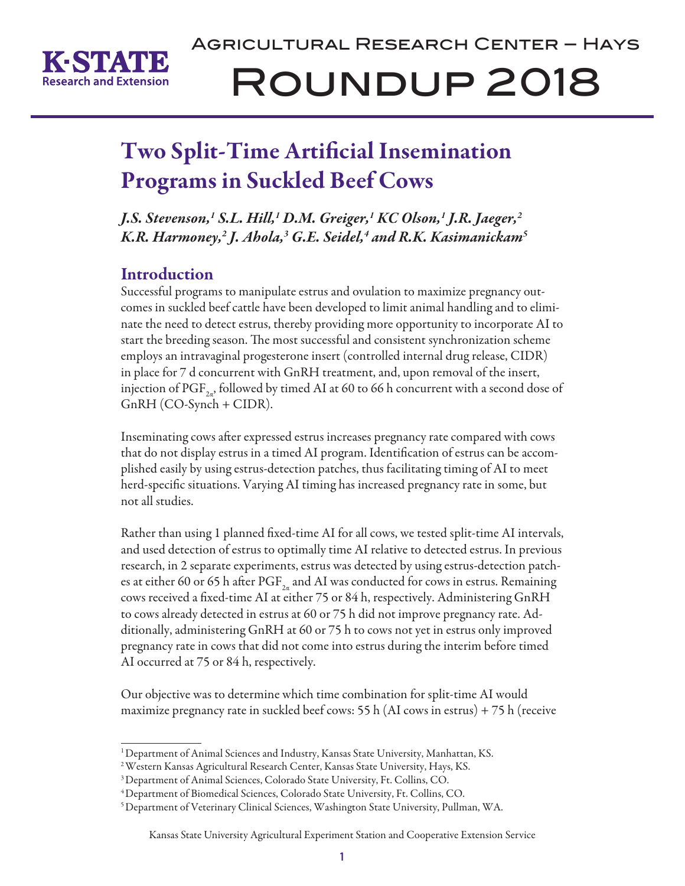# Two Split-Time Artificial Insemination Programs in Suckled Beef Cows

*J.S. Stevenson,[1] S.L. Hill,[1] D.M. Greiger,[1] KC Olson,[1] J.R. Jaeger,[2] K.R. Harmoney,[2] J. Ahola,[3] G.E. Seidel,[4] and R.K. Kasimanickam[5]*

## Introduction

Successful programs to manipulate estrus and ovulation to maximize pregnancy outcomes in suckled beef cattle have been developed to limit animal handling and to eliminate the need to detect estrus, thereby providing more opportunity to incorporate AI to start the breeding season. The most successful and consistent synchronization scheme employs an intravaginal progesterone insert (controlled internal drug release, CIDR) in place for 7 d concurrent with GnRH treatment, and, upon removal of the insert, injection of $PGF_{2\alpha}$, followed by timed AI at 60 to 66 h concurrent with a second dose of GnRH (CO-Synch + CIDR).

Inseminating cows after expressed estrus increases pregnancy rate compared with cows that do not display estrus in a timed AI program. Identification of estrus can be accomplished easily by using estrus-detection patches, thus facilitating timing of AI to meet herd-specific situations. Varying AI timing has increased pregnancy rate in some, but not all studies.

Rather than using 1 planned fixed-time AI for all cows, we tested split-time AI intervals, and used detection of estrus to optimally time AI relative to detected estrus. In previous research, in 2 separate experiments, estrus was detected by using estrus-detection patches at either 60 or 65 h after $PGF_{2\alpha}$ and AI was conducted for cows in estrus. Remaining cows received a fixed-time AI at either 75 or 84 h, respectively. Administering GnRH to cows already detected in estrus at 60 or 75 h did not improve pregnancy rate. Additionally, administering GnRH at 60 or 75 h to cows not yet in estrus only improved pregnancy rate in cows that did not come into estrus during the interim before timed AI occurred at 75 or 84 h, respectively.

Our objective was to determine which time combination for split-time AI would maximize pregnancy rate in suckled beef cows: 55 h (AI cows in estrus) + 75 h (receive

---

[1] Department of Animal Sciences and Industry, Kansas State University, Manhattan, KS.
[2] Western Kansas Agricultural Research Center, Kansas State University, Hays, KS.
[3] Department of Animal Sciences, Colorado State University, Ft. Collins, CO.
[4] Department of Biomedical Sciences, Colorado State University, Ft. Collins, CO.
[5] Department of Veterinary Clinical Sciences, Washington State University, Pullman, WA.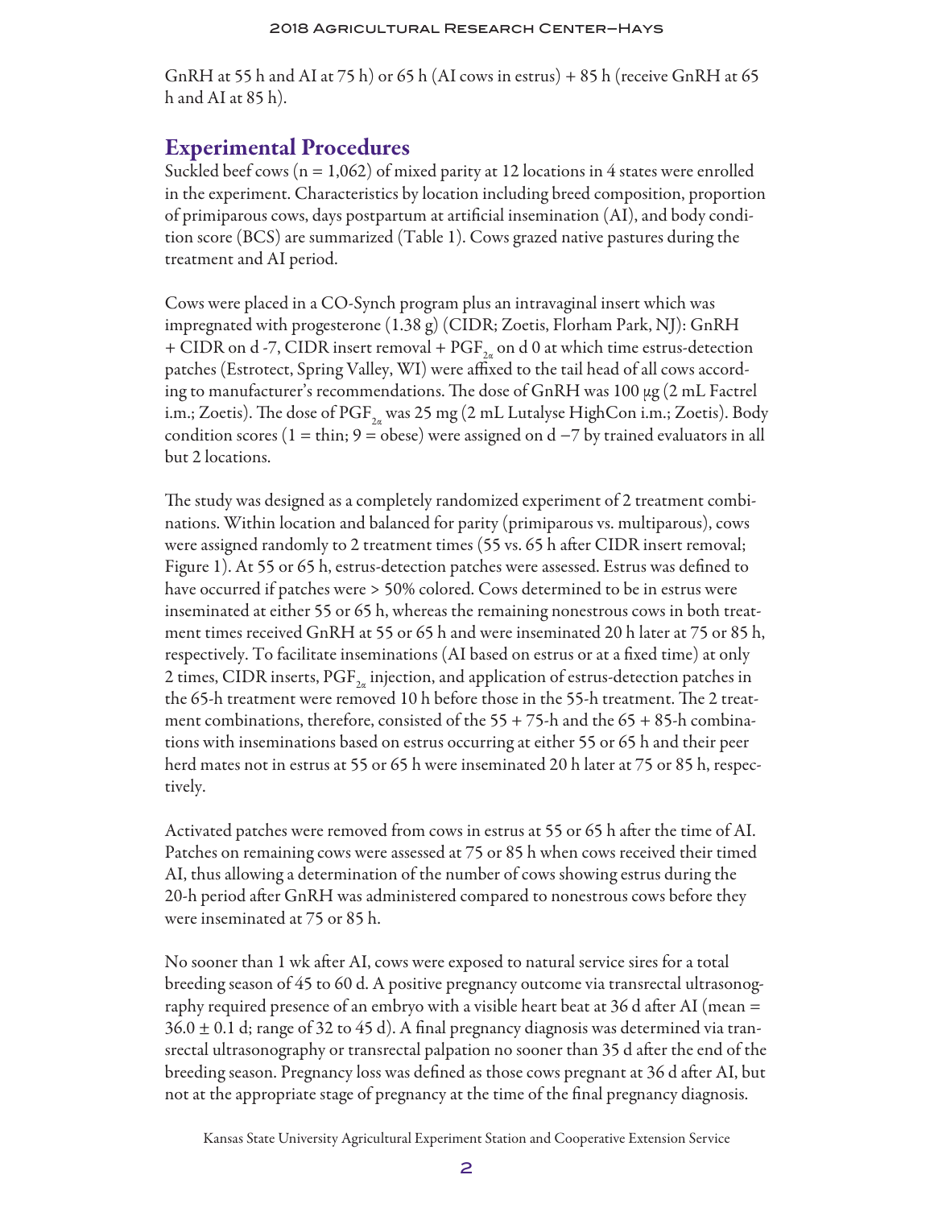GnRH at 55 h and AI at 75 h) or 65 h (AI cows in estrus) + 85 h (receive GnRH at 65 h and AI at 85 h).

## Experimental Procedures

Suckled beef cows (n = 1,062) of mixed parity at 12 locations in 4 states were enrolled in the experiment. Characteristics by location including breed composition, proportion of primiparous cows, days postpartum at artificial insemination (AI), and body condition score (BCS) are summarized (Table 1). Cows grazed native pastures during the treatment and AI period.

Cows were placed in a CO-Synch program plus an intravaginal insert which was impregnated with progesterone (1.38 g) (CIDR; Zoetis, Florham Park, NJ): GnRH + CIDR on d -7, CIDR insert removal + $PGF_{2\alpha}$ on d 0 at which time estrus-detection patches (Estrotect, Spring Valley, WI) were affixed to the tail head of all cows according to manufacturer's recommendations. The dose of GnRH was 100 µg (2 mL Factrel i.m.; Zoetis). The dose of $PGF_{2\alpha}$ was 25 mg (2 mL Lutalyse HighCon i.m.; Zoetis). Body condition scores (1 = thin; 9 = obese) were assigned on d −7 by trained evaluators in all but 2 locations.

The study was designed as a completely randomized experiment of 2 treatment combinations. Within location and balanced for parity (primiparous vs. multiparous), cows were assigned randomly to 2 treatment times (55 vs. 65 h after CIDR insert removal; Figure 1). At 55 or 65 h, estrus-detection patches were assessed. Estrus was defined to have occurred if patches were > 50% colored. Cows determined to be in estrus were inseminated at either 55 or 65 h, whereas the remaining nonestrous cows in both treatment times received GnRH at 55 or 65 h and were inseminated 20 h later at 75 or 85 h, respectively. To facilitate inseminations (AI based on estrus or at a fixed time) at only 2 times, CIDR inserts, $PGF_{2\alpha}$ injection, and application of estrus-detection patches in the 65-h treatment were removed 10 h before those in the 55-h treatment. The 2 treatment combinations, therefore, consisted of the 55 + 75-h and the 65 + 85-h combinations with inseminations based on estrus occurring at either 55 or 65 h and their peer herd mates not in estrus at 55 or 65 h were inseminated 20 h later at 75 or 85 h, respectively.

Activated patches were removed from cows in estrus at 55 or 65 h after the time of AI. Patches on remaining cows were assessed at 75 or 85 h when cows received their timed AI, thus allowing a determination of the number of cows showing estrus during the 20-h period after GnRH was administered compared to nonestrous cows before they were inseminated at 75 or 85 h.

No sooner than 1 wk after AI, cows were exposed to natural service sires for a total breeding season of 45 to 60 d. A positive pregnancy outcome via transrectal ultrasonography required presence of an embryo with a visible heart beat at 36 d after AI (mean = 36.0 ± 0.1 d; range of 32 to 45 d). A final pregnancy diagnosis was determined via transrectal ultrasonography or transrectal palpation no sooner than 35 d after the end of the breeding season. Pregnancy loss was defined as those cows pregnant at 36 d after AI, but not at the appropriate stage of pregnancy at the time of the final pregnancy diagnosis.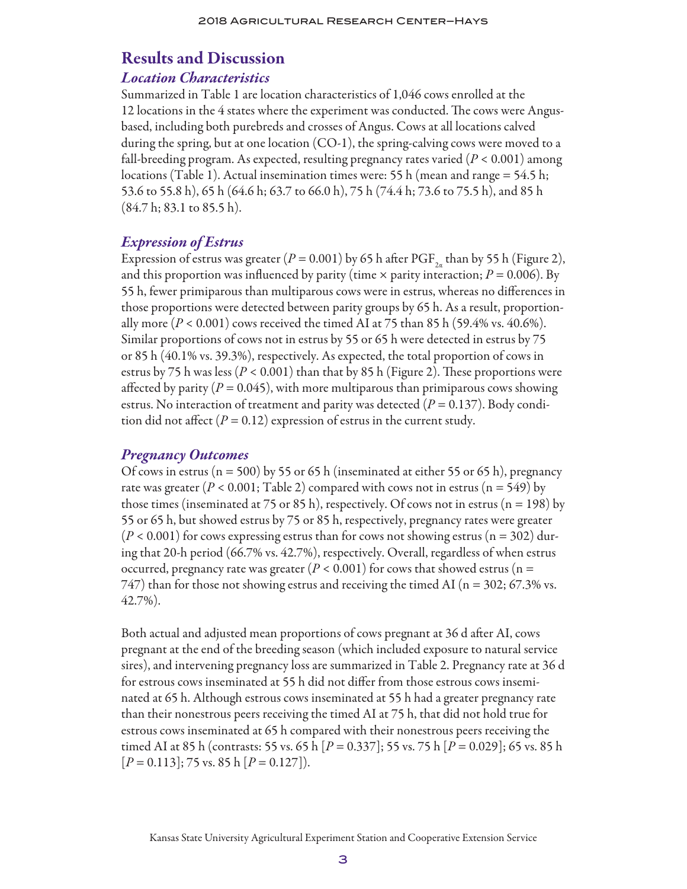## Results and Discussion

### *Location Characteristics*

Summarized in Table 1 are location characteristics of 1,046 cows enrolled at the 12 locations in the 4 states where the experiment was conducted. The cows were Angus-based, including both purebreds and crosses of Angus. Cows at all locations calved during the spring, but at one location (CO-1), the spring-calving cows were moved to a fall-breeding program. As expected, resulting pregnancy rates varied ($P < 0.001$) among locations (Table 1). Actual insemination times were: 55 h (mean and range = 54.5 h; 53.6 to 55.8 h), 65 h (64.6 h; 63.7 to 66.0 h), 75 h (74.4 h; 73.6 to 75.5 h), and 85 h (84.7 h; 83.1 to 85.5 h).

### *Expression of Estrus*

Expression of estrus was greater ($P = 0.001$) by 65 h after $PGF_{2\alpha}$ than by 55 h (Figure 2), and this proportion was influenced by parity (time × parity interaction; $P = 0.006$). By 55 h, fewer primiparous than multiparous cows were in estrus, whereas no differences in those proportions were detected between parity groups by 65 h. As a result, proportionally more ($P < 0.001$) cows received the timed AI at 75 than 85 h (59.4% vs. 40.6%). Similar proportions of cows not in estrus by 55 or 65 h were detected in estrus by 75 or 85 h (40.1% vs. 39.3%), respectively. As expected, the total proportion of cows in estrus by 75 h was less ($P < 0.001$) than that by 85 h (Figure 2). These proportions were affected by parity ($P = 0.045$), with more multiparous than primiparous cows showing estrus. No interaction of treatment and parity was detected ($P = 0.137$). Body condition did not affect ($P = 0.12$) expression of estrus in the current study.

### *Pregnancy Outcomes*

Of cows in estrus (n = 500) by 55 or 65 h (inseminated at either 55 or 65 h), pregnancy rate was greater ($P < 0.001$; Table 2) compared with cows not in estrus (n = 549) by those times (inseminated at 75 or 85 h), respectively. Of cows not in estrus (n = 198) by 55 or 65 h, but showed estrus by 75 or 85 h, respectively, pregnancy rates were greater ($P < 0.001$) for cows expressing estrus than for cows not showing estrus (n = 302) during that 20-h period (66.7% vs. 42.7%), respectively. Overall, regardless of when estrus occurred, pregnancy rate was greater ($P < 0.001$) for cows that showed estrus (n = 747) than for those not showing estrus and receiving the timed AI (n = 302; 67.3% vs. 42.7%).

Both actual and adjusted mean proportions of cows pregnant at 36 d after AI, cows pregnant at the end of the breeding season (which included exposure to natural service sires), and intervening pregnancy loss are summarized in Table 2. Pregnancy rate at 36 d for estrous cows inseminated at 55 h did not differ from those estrous cows inseminated at 65 h. Although estrous cows inseminated at 55 h had a greater pregnancy rate than their nonestrous peers receiving the timed AI at 75 h, that did not hold true for estrous cows inseminated at 65 h compared with their nonestrous peers receiving the timed AI at 85 h (contrasts: 55 vs. 65 h [$P = 0.337$]; 55 vs. 75 h [$P = 0.029$]; 65 vs. 85 h [$P = 0.113$]; 75 vs. 85 h [$P = 0.127$]).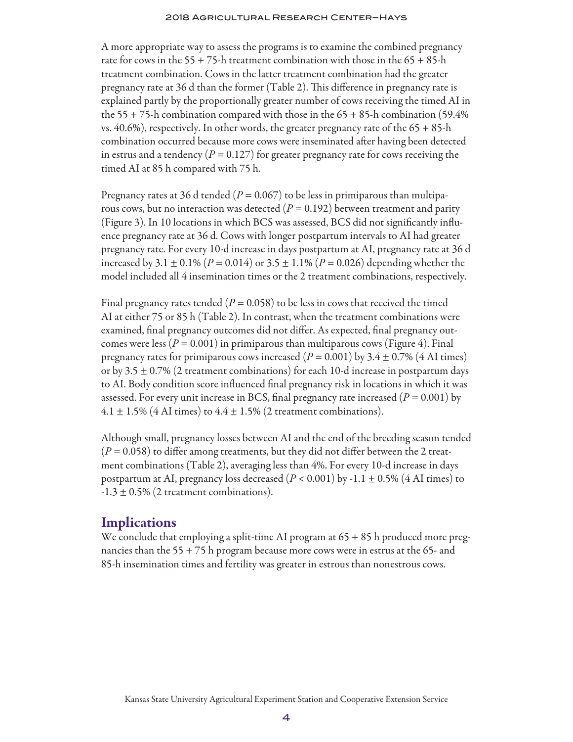A more appropriate way to assess the programs is to examine the combined pregnancy rate for cows in the 55 + 75-h treatment combination with those in the 65 + 85-h treatment combination. Cows in the latter treatment combination had the greater pregnancy rate at 36 d than the former (Table 2). This difference in pregnancy rate is explained partly by the proportionally greater number of cows receiving the timed AI in the 55 + 75-h combination compared with those in the 65 + 85-h combination (59.4% vs. 40.6%), respectively. In other words, the greater pregnancy rate of the 65 + 85-h combination occurred because more cows were inseminated after having been detected in estrus and a tendency ($P = 0.127$) for greater pregnancy rate for cows receiving the timed AI at 85 h compared with 75 h.

Pregnancy rates at 36 d tended ($P = 0.067$) to be less in primiparous than multiparous cows, but no interaction was detected ($P = 0.192$) between treatment and parity (Figure 3). In 10 locations in which BCS was assessed, BCS did not significantly influence pregnancy rate at 36 d. Cows with longer postpartum intervals to AI had greater pregnancy rate. For every 10-d increase in days postpartum at AI, pregnancy rate at 36 d increased by 3.1 ± 0.1% ($P = 0.014$) or 3.5 ± 1.1% ($P = 0.026$) depending whether the model included all 4 insemination times or the 2 treatment combinations, respectively.

Final pregnancy rates tended ($P = 0.058$) to be less in cows that received the timed AI at either 75 or 85 h (Table 2). In contrast, when the treatment combinations were examined, final pregnancy outcomes did not differ. As expected, final pregnancy outcomes were less ($P = 0.001$) in primiparous than multiparous cows (Figure 4). Final pregnancy rates for primiparous cows increased ($P = 0.001$) by 3.4 ± 0.7% (4 AI times) or by 3.5 ± 0.7% (2 treatment combinations) for each 10-d increase in postpartum days to AI. Body condition score influenced final pregnancy risk in locations in which it was assessed. For every unit increase in BCS, final pregnancy rate increased ($P = 0.001$) by 4.1 ± 1.5% (4 AI times) to 4.4 ± 1.5% (2 treatment combinations).

Although small, pregnancy losses between AI and the end of the breeding season tended ($P = 0.058$) to differ among treatments, but they did not differ between the 2 treatment combinations (Table 2), averaging less than 4%. For every 10-d increase in days postpartum at AI, pregnancy loss decreased ($P < 0.001$) by -1.1 ± 0.5% (4 AI times) to -1.3 ± 0.5% (2 treatment combinations).

## Implications

We conclude that employing a split-time AI program at 65 + 85 h produced more pregnancies than the 55 + 75 h program because more cows were in estrus at the 65- and 85-h insemination times and fertility was greater in estrous than nonestrous cows.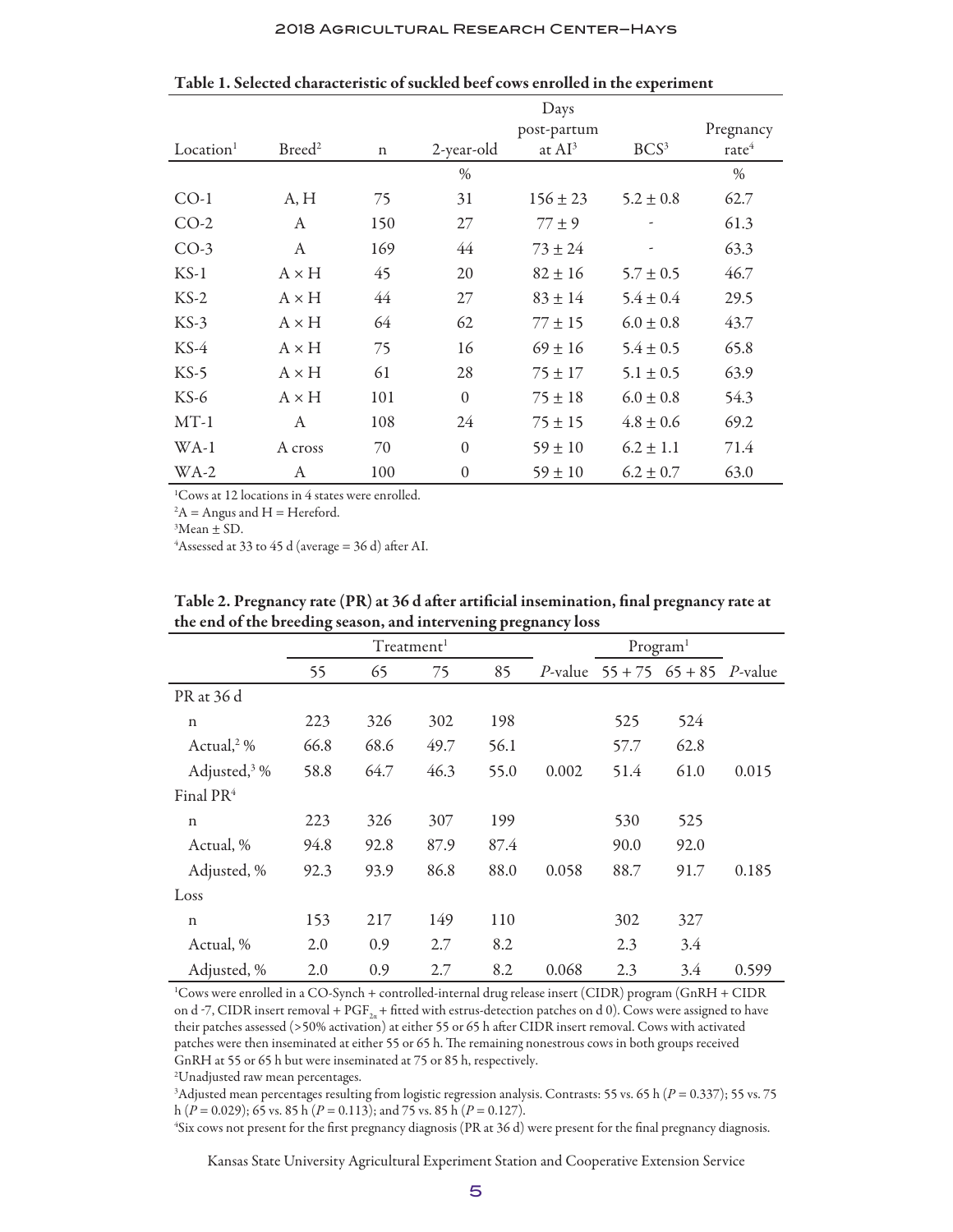**Table 1. Selected characteristic of suckled beef cows enrolled in the experiment**

| Location[1] | Breed[2] | n | 2-year-old | Days post-partum at AI[3] | BCS[3] | Pregnancy rate[4] |
|---|---|---|---|---|---|---|
| | | | % | | | % |
| CO-1 | A, H | 75 | 31 | 156 ± 23 | 5.2 ± 0.8 | 62.7 |
| CO-2 | A | 150 | 27 | 77 ± 9 | - | 61.3 |
| CO-3 | A | 169 | 44 | 73 ± 24 | - | 63.3 |
| KS-1 | A × H | 45 | 20 | 82 ± 16 | 5.7 ± 0.5 | 46.7 |
| KS-2 | A × H | 44 | 27 | 83 ± 14 | 5.4 ± 0.4 | 29.5 |
| KS-3 | A × H | 64 | 62 | 77 ± 15 | 6.0 ± 0.8 | 43.7 |
| KS-4 | A × H | 75 | 16 | 69 ± 16 | 5.4 ± 0.5 | 65.8 |
| KS-5 | A × H | 61 | 28 | 75 ± 17 | 5.1 ± 0.5 | 63.9 |
| KS-6 | A × H | 101 | 0 | 75 ± 18 | 6.0 ± 0.8 | 54.3 |
| MT-1 | A | 108 | 24 | 75 ± 15 | 4.8 ± 0.6 | 69.2 |
| WA-1 | A cross | 70 | 0 | 59 ± 10 | 6.2 ± 1.1 | 71.4 |
| WA-2 | A | 100 | 0 | 59 ± 10 | 6.2 ± 0.7 | 63.0 |

[1]Cows at 12 locations in 4 states were enrolled.
[2]A = Angus and H = Hereford.
[3]Mean ± SD.
[4]Assessed at 33 to 45 d (average = 36 d) after AI.

**Table 2. Pregnancy rate (PR) at 36 d after artificial insemination, final pregnancy rate at the end of the breeding season, and intervening pregnancy loss**

| | Treatment[1] | | | | | Program[1] | | |
|---|---|---|---|---|---|---|---|---|
| | 55 | 65 | 75 | 85 | *P*-value | 55 + 75 | 65 + 85 | *P*-value |
| PR at 36 d | | | | | | | | |
| n | 223 | 326 | 302 | 198 | | 525 | 524 | |
| Actual,[2] % | 66.8 | 68.6 | 49.7 | 56.1 | | 57.7 | 62.8 | |
| Adjusted,[3] % | 58.8 | 64.7 | 46.3 | 55.0 | 0.002 | 51.4 | 61.0 | 0.015 |
| Final PR[4] | | | | | | | | |
| n | 223 | 326 | 307 | 199 | | 530 | 525 | |
| Actual, % | 94.8 | 92.8 | 87.9 | 87.4 | | 90.0 | 92.0 | |
| Adjusted, % | 92.3 | 93.9 | 86.8 | 88.0 | 0.058 | 88.7 | 91.7 | 0.185 |
| Loss | | | | | | | | |
| n | 153 | 217 | 149 | 110 | | 302 | 327 | |
| Actual, % | 2.0 | 0.9 | 2.7 | 8.2 | | 2.3 | 3.4 | |
| Adjusted, % | 2.0 | 0.9 | 2.7 | 8.2 | 0.068 | 2.3 | 3.4 | 0.599 |

[1]Cows were enrolled in a CO-Synch + controlled-internal drug release insert (CIDR) program (GnRH + CIDR on d -7, CIDR insert removal + $PGF_{2\alpha}$ + fitted with estrus-detection patches on d 0). Cows were assigned to have their patches assessed (>50% activation) at either 55 or 65 h after CIDR insert removal. Cows with activated patches were then inseminated at either 55 or 65 h. The remaining nonestrous cows in both groups received GnRH at 55 or 65 h but were inseminated at 75 or 85 h, respectively.
[2]Unadjusted raw mean percentages.
[3]Adjusted mean percentages resulting from logistic regression analysis. Contrasts: 55 vs. 65 h ($P = 0.337$); 55 vs. 75 h ($P = 0.029$); 65 vs. 85 h ($P = 0.113$); and 75 vs. 85 h ($P = 0.127$).
[4]Six cows not present for the first pregnancy diagnosis (PR at 36 d) were present for the final pregnancy diagnosis.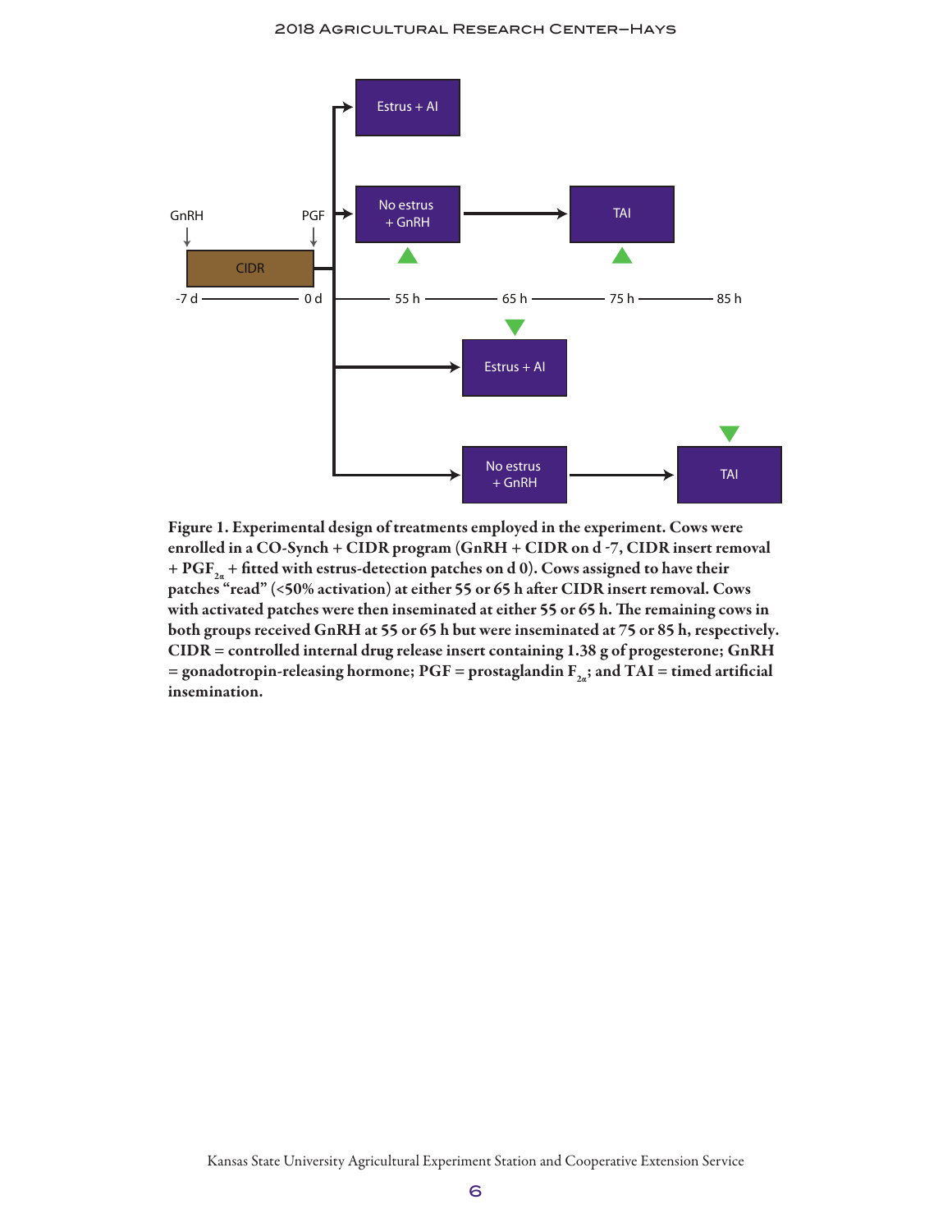**Figure 1. Experimental design of treatments employed in the experiment. Cows were enrolled in a CO-Synch + CIDR program (GnRH + CIDR on d -7, CIDR insert removal + PGF$_{2\alpha}$ + fitted with estrus-detection patches on d 0). Cows assigned to have their patches "read" (<50% activation) at either 55 or 65 h after CIDR insert removal. Cows with activated patches were then inseminated at either 55 or 65 h. The remaining cows in both groups received GnRH at 55 or 65 h but were inseminated at 75 or 85 h, respectively. CIDR = controlled internal drug release insert containing 1.38 g of progesterone; GnRH = gonadotropin-releasing hormone; PGF = prostaglandin F$_{2\alpha}$; and TAI = timed artificial insemination.**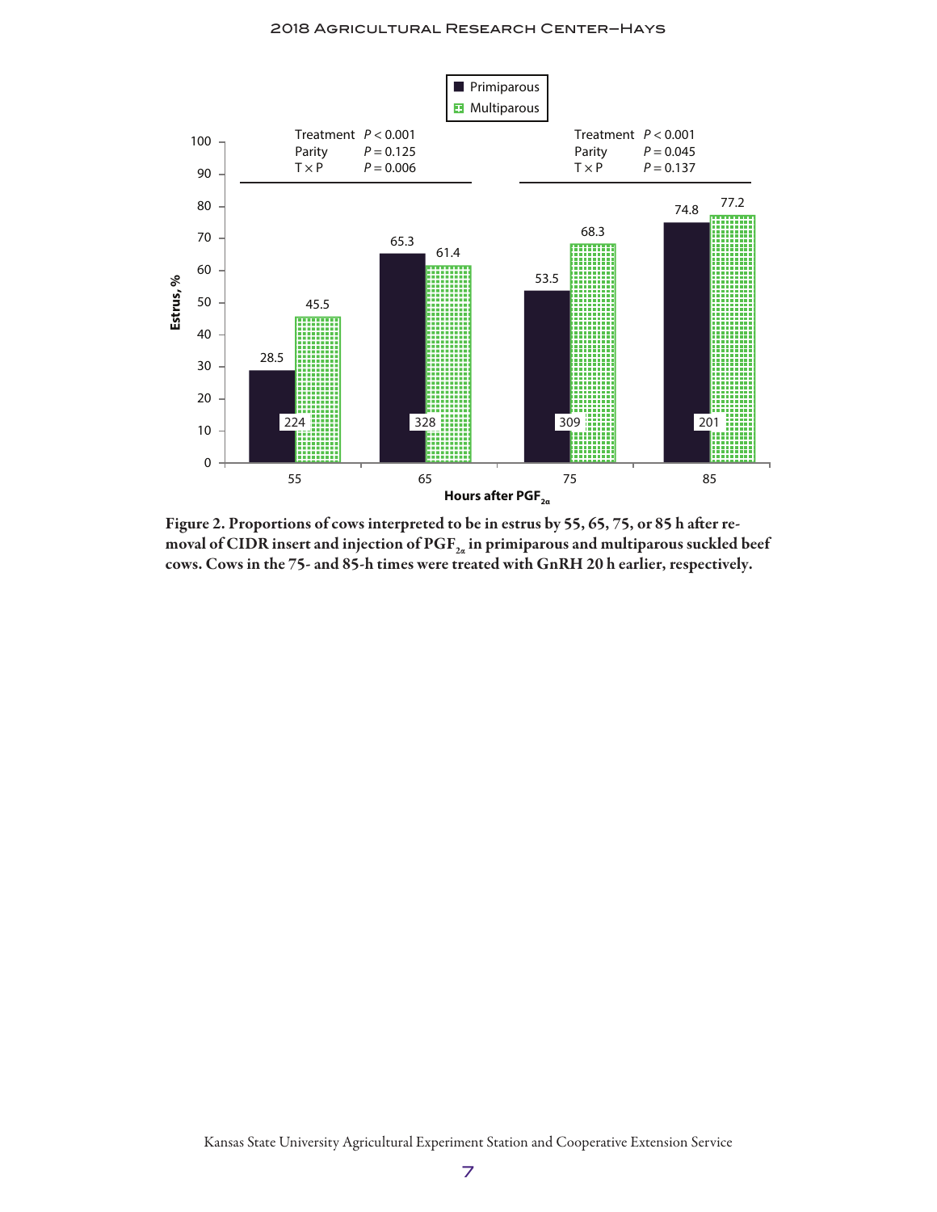**Figure 2. Proportions of cows interpreted to be in estrus by 55, 65, 75, or 85 h after removal of CIDR insert and injection of $PGF_{2\alpha}$ in primiparous and multiparous suckled beef cows. Cows in the 75- and 85-h times were treated with GnRH 20 h earlier, respectively.**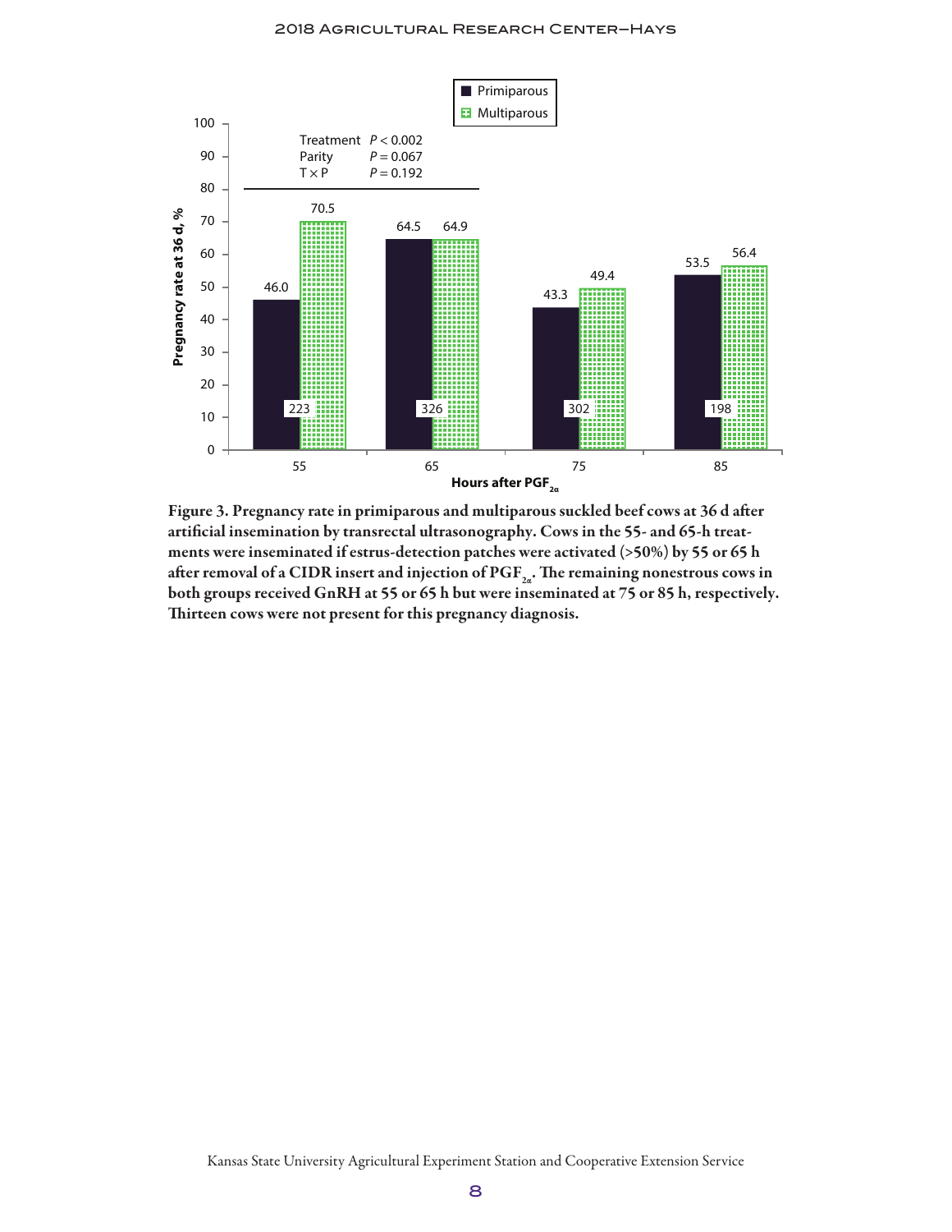Figure 3. Pregnancy rate in primiparous and multiparous suckled beef cows at 36 d after artificial insemination by transrectal ultrasonography. Cows in the 55- and 65-h treatments were inseminated if estrus-detection patches were activated (>50%) by 55 or 65 h after removal of a CIDR insert and injection of $PGF_{2\alpha}$. The remaining nonestrous cows in both groups received GnRH at 55 or 65 h but were inseminated at 75 or 85 h, respectively. Thirteen cows were not present for this pregnancy diagnosis.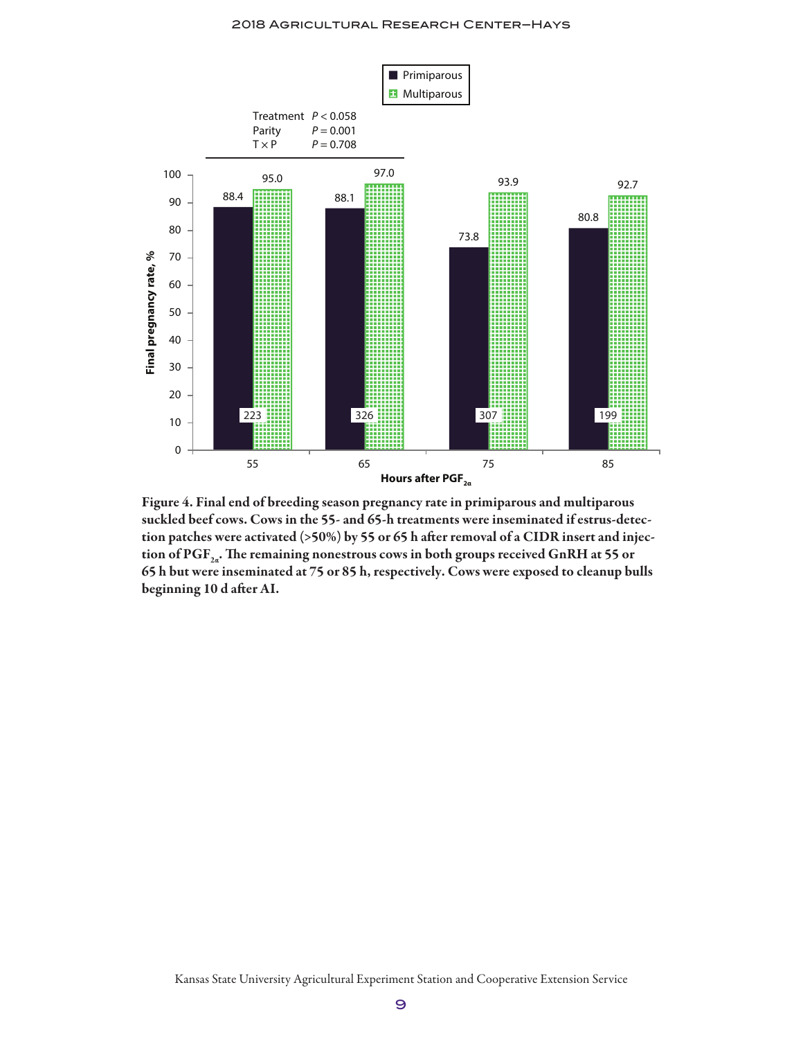Primiparous
Multiparous

Treatment $P < 0.058$
Parity $P = 0.001$
T × P $P = 0.708$

Final pregnancy rate, %

Hours after $PGF_{2\alpha}$

55: 88.4, 95.0, 223
65: 88.1, 97.0, 326
75: 73.8, 93.9, 307
85: 80.8, 92.7, 199

**Figure 4. Final end of breeding season pregnancy rate in primiparous and multiparous suckled beef cows. Cows in the 55- and 65-h treatments were inseminated if estrus-detection patches were activated (>50%) by 55 or 65 h after removal of a CIDR insert and injection of $PGF_{2\alpha}$. The remaining nonestrous cows in both groups received GnRH at 55 or 65 h but were inseminated at 75 or 85 h, respectively. Cows were exposed to cleanup bulls beginning 10 d after AI.**